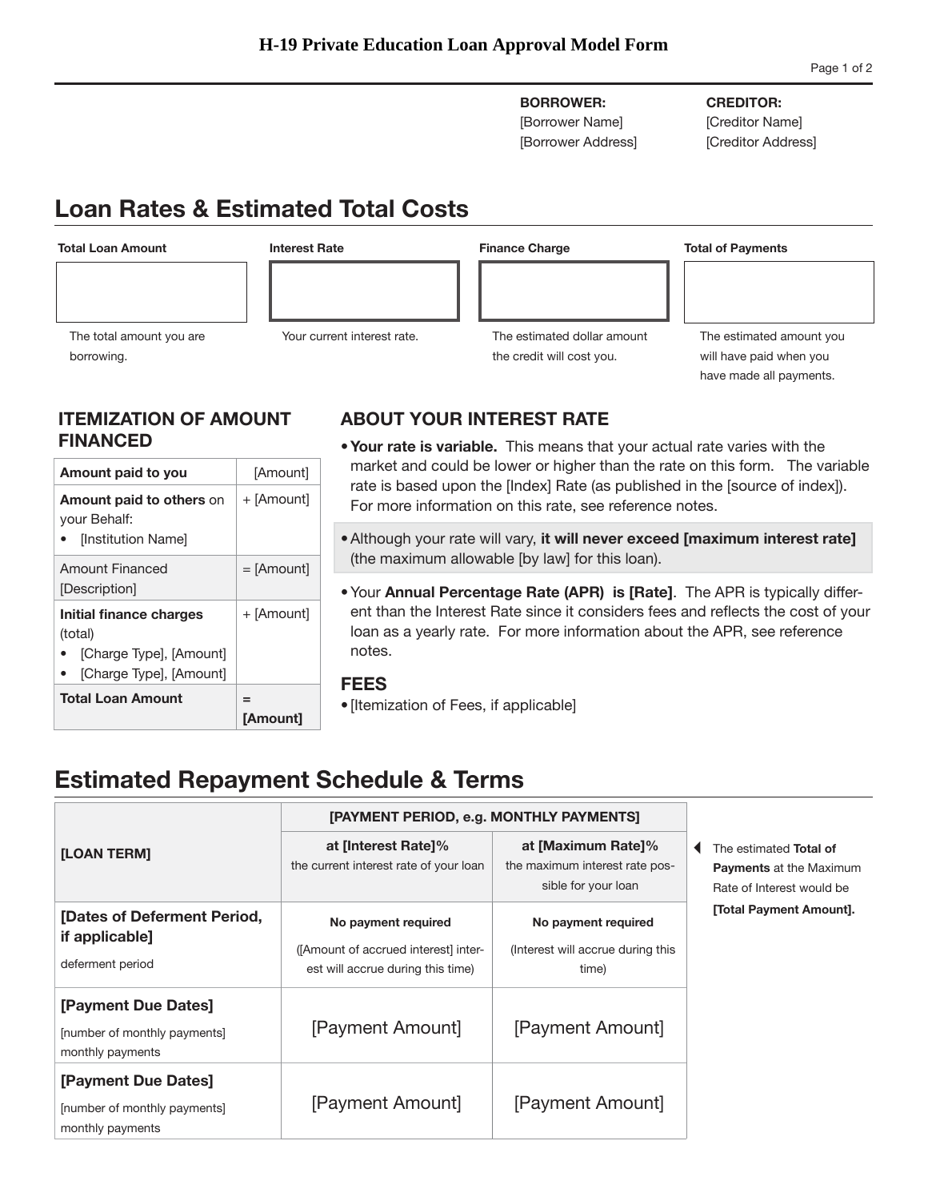# H-19 Private Education Loan Approval Model Form

| **BORROWER:** | **CREDITOR:** |
|---|---|
| [Borrower Name] | [Creditor Name] |
| [Borrower Address] | [Creditor Address] |

## Loan Rates & Estimated Total Costs

| Total Loan Amount | Interest Rate | Finance Charge | Total of Payments |
|---|---|---|---|
| | | | |
| The total amount you are borrowing. | Your current interest rate. | The estimated dollar amount the credit will cost you. | The estimated amount you will have paid when you have made all payments. |

### ITEMIZATION OF AMOUNT FINANCED

| **Amount paid to you** | [Amount] |
|---|---|
| **Amount paid to others** on your Behalf:<br>• [Institution Name] | + [Amount] |
| Amount Financed [Description] | = [Amount] |
| **Initial finance charges** (total)<br>• [Charge Type], [Amount]<br>• [Charge Type], [Amount] | + [Amount] |
| **Total Loan Amount** | **= [Amount]** |

### ABOUT YOUR INTEREST RATE

- **Your rate is variable.** This means that your actual rate varies with the market and could be lower or higher than the rate on this form. The variable rate is based upon the [Index] Rate (as published in the [source of index]). For more information on this rate, see reference notes.
- Although your rate will vary, **it will never exceed [maximum interest rate]** (the maximum allowable [by law] for this loan).
- Your **Annual Percentage Rate (APR) is [Rate]**. The APR is typically different than the Interest Rate since it considers fees and reflects the cost of your loan as a yearly rate. For more information about the APR, see reference notes.

### FEES

- [Itemization of Fees, if applicable]

## Estimated Repayment Schedule & Terms

| [LOAN TERM] | [PAYMENT PERIOD, e.g. MONTHLY PAYMENTS] | |
|---|---|---|
| | **at [Interest Rate]%**<br>the current interest rate of your loan | **at [Maximum Rate]%**<br>the maximum interest rate possible for your loan |
| **[Dates of Deferment Period, if applicable]**<br>deferment period | **No payment required**<br>([Amount of accrued interest] interest will accrue during this time) | **No payment required**<br>(Interest will accrue during this time) |
| **[Payment Due Dates]**<br>[number of monthly payments] monthly payments | [Payment Amount] | [Payment Amount] |
| **[Payment Due Dates]**<br>[number of monthly payments] monthly payments | [Payment Amount] | [Payment Amount] |

The estimated **Total of Payments** at the Maximum Rate of Interest would be **[Total Payment Amount].**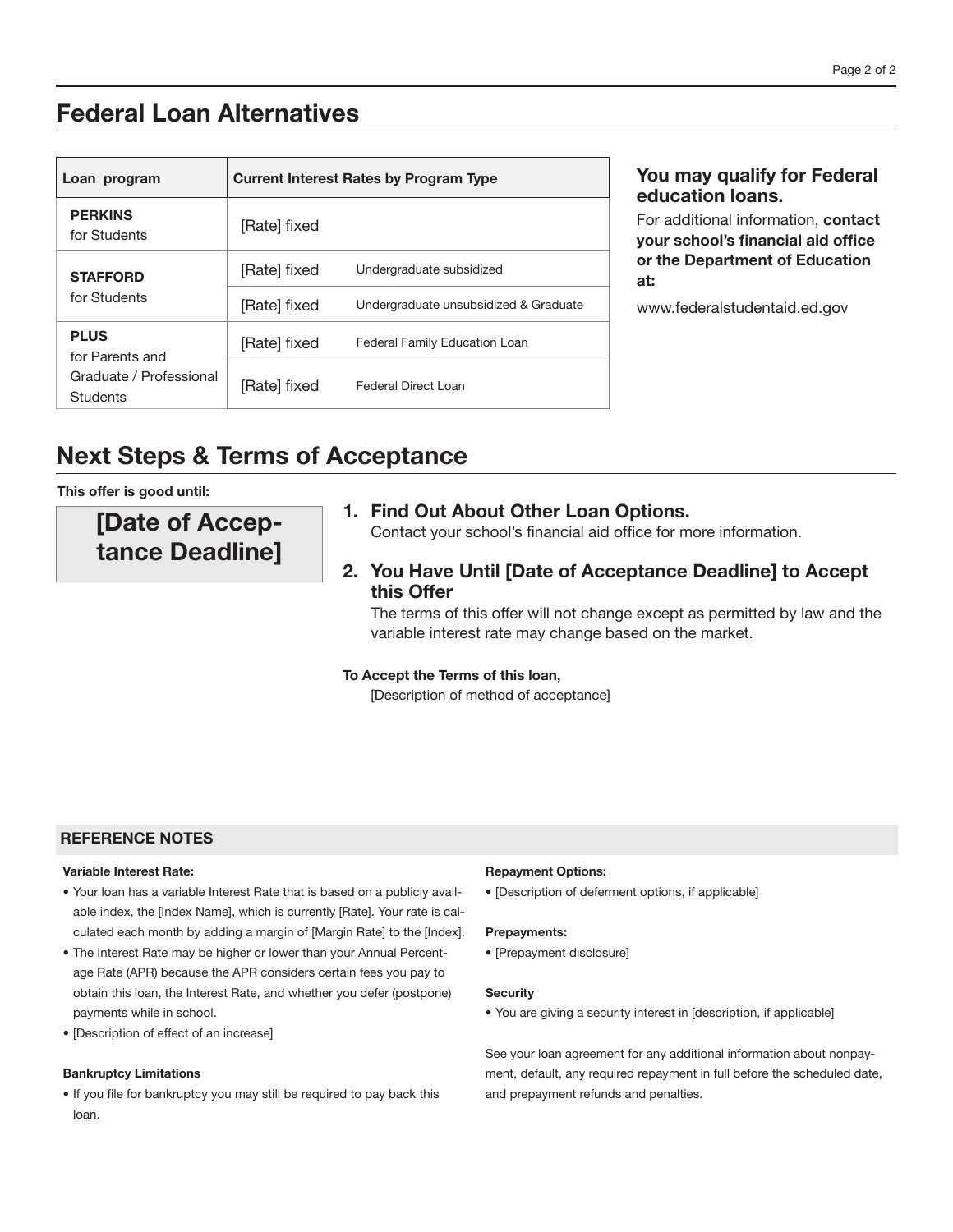## Federal Loan Alternatives

| Loan program | Current Interest Rates by Program Type | |
|---|---|---|
| **PERKINS** for Students | [Rate] fixed | |
| **STAFFORD** for Students | [Rate] fixed | Undergraduate subsidized |
| | [Rate] fixed | Undergraduate unsubsidized & Graduate |
| **PLUS** for Parents and Graduate / Professional Students | [Rate] fixed | Federal Family Education Loan |
| | [Rate] fixed | Federal Direct Loan |

### You may qualify for Federal education loans.

For additional information, **contact your school's financial aid office or the Department of Education at:**

www.federalstudentaid.ed.gov

## Next Steps & Terms of Acceptance

**This offer is good until:**

**[Date of Acceptance Deadline]**

1. **Find Out About Other Loan Options.**
   Contact your school's financial aid office for more information.

2. **You Have Until [Date of Acceptance Deadline] to Accept this Offer**
   The terms of this offer will not change except as permitted by law and the variable interest rate may change based on the market.

**To Accept the Terms of this loan,**

[Description of method of acceptance]

### REFERENCE NOTES

**Variable Interest Rate:**

- Your loan has a variable Interest Rate that is based on a publicly available index, the [Index Name], which is currently [Rate]. Your rate is calculated each month by adding a margin of [Margin Rate] to the [Index].
- The Interest Rate may be higher or lower than your Annual Percentage Rate (APR) because the APR considers certain fees you pay to obtain this loan, the Interest Rate, and whether you defer (postpone) payments while in school.
- [Description of effect of an increase]

**Bankruptcy Limitations**

- If you file for bankruptcy you may still be required to pay back this loan.

**Repayment Options:**

- [Description of deferment options, if applicable]

**Prepayments:**

- [Prepayment disclosure]

**Security**

- You are giving a security interest in [description, if applicable]

See your loan agreement for any additional information about nonpayment, default, any required repayment in full before the scheduled date, and prepayment refunds and penalties.